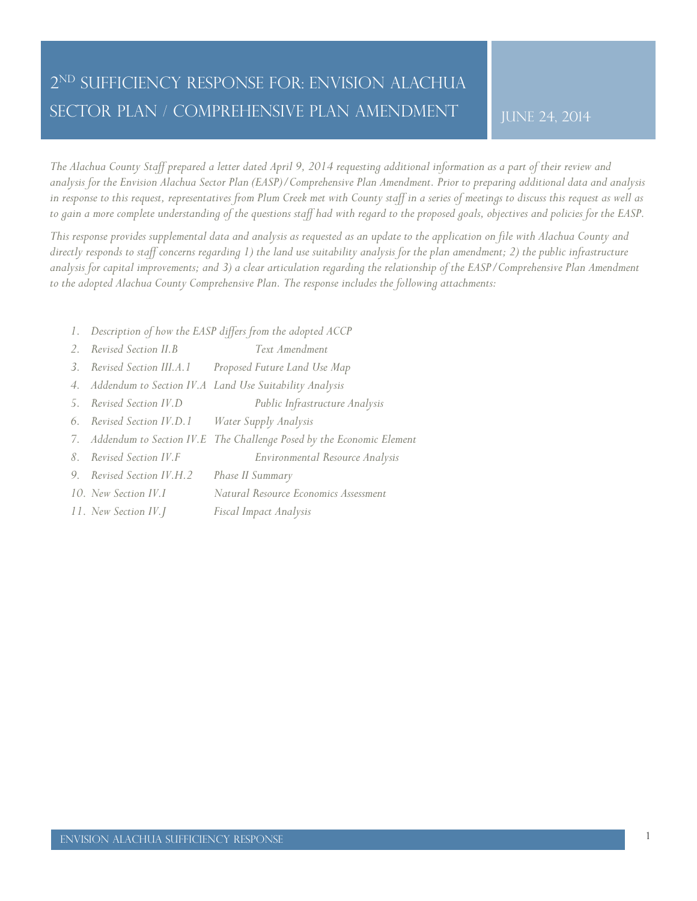# 2[ND] SUFFICIENCY RESPONSE FOR: ENVISION ALACHUA SECTOR PLAN / COMPREHENSIVE PLAN AMENDMENT

JUNE 24, 2014

*The Alachua County Staff prepared a letter dated April 9, 2014 requesting additional information as a part of their review and analysis for the Envision Alachua Sector Plan (EASP)/Comprehensive Plan Amendment. Prior to preparing additional data and analysis in response to this request, representatives from Plum Creek met with County staff in a series of meetings to discuss this request as well as to gain a more complete understanding of the questions staff had with regard to the proposed goals, objectives and policies for the EASP.*

*This response provides supplemental data and analysis as requested as an update to the application on file with Alachua County and directly responds to staff concerns regarding 1) the land use suitability analysis for the plan amendment; 2) the public infrastructure analysis for capital improvements; and 3) a clear articulation regarding the relationship of the EASP/Comprehensive Plan Amendment to the adopted Alachua County Comprehensive Plan. The response includes the following attachments:*

1. *Description of how the EASP differs from the adopted ACCP*
2. *Revised Section II.B — Text Amendment*
3. *Revised Section III.A.1 — Proposed Future Land Use Map*
4. *Addendum to Section IV.A — Land Use Suitability Analysis*
5. *Revised Section IV.D — Public Infrastructure Analysis*
6. *Revised Section IV.D.1 — Water Supply Analysis*
7. *Addendum to Section IV.E — The Challenge Posed by the Economic Element*
8. *Revised Section IV.F — Environmental Resource Analysis*
9. *Revised Section IV.H.2 — Phase II Summary*
10. *New Section IV.I — Natural Resource Economics Assessment*
11. *New Section IV.J — Fiscal Impact Analysis*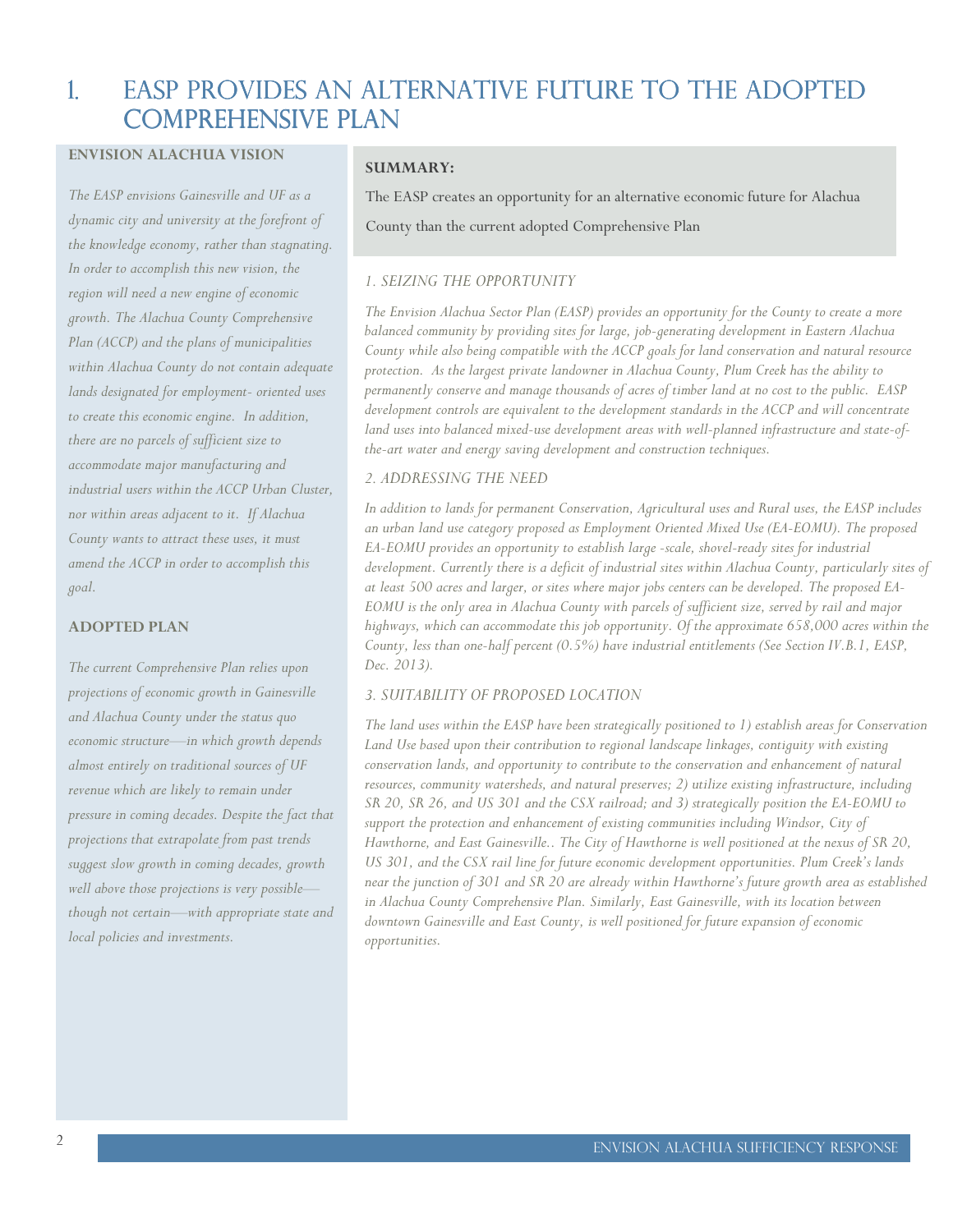# 1. EASP PROVIDES AN ALTERNATIVE FUTURE TO THE ADOPTED COMPREHENSIVE PLAN

### ENVISION ALACHUA VISION

*The EASP envisions Gainesville and UF as a dynamic city and university at the forefront of the knowledge economy, rather than stagnating. In order to accomplish this new vision, the region will need a new engine of economic growth. The Alachua County Comprehensive Plan (ACCP) and the plans of municipalities within Alachua County do not contain adequate lands designated for employment- oriented uses to create this economic engine. In addition, there are no parcels of sufficient size to accommodate major manufacturing and industrial users within the ACCP Urban Cluster, nor within areas adjacent to it. If Alachua County wants to attract these uses, it must amend the ACCP in order to accomplish this goal.*

### ADOPTED PLAN

*The current Comprehensive Plan relies upon projections of economic growth in Gainesville and Alachua County under the status quo economic structure—in which growth depends almost entirely on traditional sources of UF revenue which are likely to remain under pressure in coming decades. Despite the fact that projections that extrapolate from past trends suggest slow growth in coming decades, growth well above those projections is very possible—though not certain—with appropriate state and local policies and investments.*

**SUMMARY:**

The EASP creates an opportunity for an alternative economic future for Alachua County than the current adopted Comprehensive Plan

*1. SEIZING THE OPPORTUNITY*

*The Envision Alachua Sector Plan (EASP) provides an opportunity for the County to create a more balanced community by providing sites for large, job-generating development in Eastern Alachua County while also being compatible with the ACCP goals for land conservation and natural resource protection. As the largest private landowner in Alachua County, Plum Creek has the ability to permanently conserve and manage thousands of acres of timber land at no cost to the public. EASP development controls are equivalent to the development standards in the ACCP and will concentrate land uses into balanced mixed-use development areas with well-planned infrastructure and state-of-the-art water and energy saving development and construction techniques.*

*2. ADDRESSING THE NEED*

*In addition to lands for permanent Conservation, Agricultural uses and Rural uses, the EASP includes an urban land use category proposed as Employment Oriented Mixed Use (EA-EOMU). The proposed EA-EOMU provides an opportunity to establish large -scale, shovel-ready sites for industrial development. Currently there is a deficit of industrial sites within Alachua County, particularly sites of at least 500 acres and larger, or sites where major jobs centers can be developed. The proposed EA-EOMU is the only area in Alachua County with parcels of sufficient size, served by rail and major highways, which can accommodate this job opportunity. Of the approximate 658,000 acres within the County, less than one-half percent (0.5%) have industrial entitlements (See Section IV.B.1, EASP, Dec. 2013).*

*3. SUITABILITY OF PROPOSED LOCATION*

*The land uses within the EASP have been strategically positioned to 1) establish areas for Conservation Land Use based upon their contribution to regional landscape linkages, contiguity with existing conservation lands, and opportunity to contribute to the conservation and enhancement of natural resources, community watersheds, and natural preserves; 2) utilize existing infrastructure, including SR 20, SR 26, and US 301 and the CSX railroad; and 3) strategically position the EA-EOMU to support the protection and enhancement of existing communities including Windsor, City of Hawthorne, and East Gainesville.. The City of Hawthorne is well positioned at the nexus of SR 20, US 301, and the CSX rail line for future economic development opportunities. Plum Creek's lands near the junction of 301 and SR 20 are already within Hawthorne's future growth area as established in Alachua County Comprehensive Plan. Similarly, East Gainesville, with its location between downtown Gainesville and East County, is well positioned for future expansion of economic opportunities.*